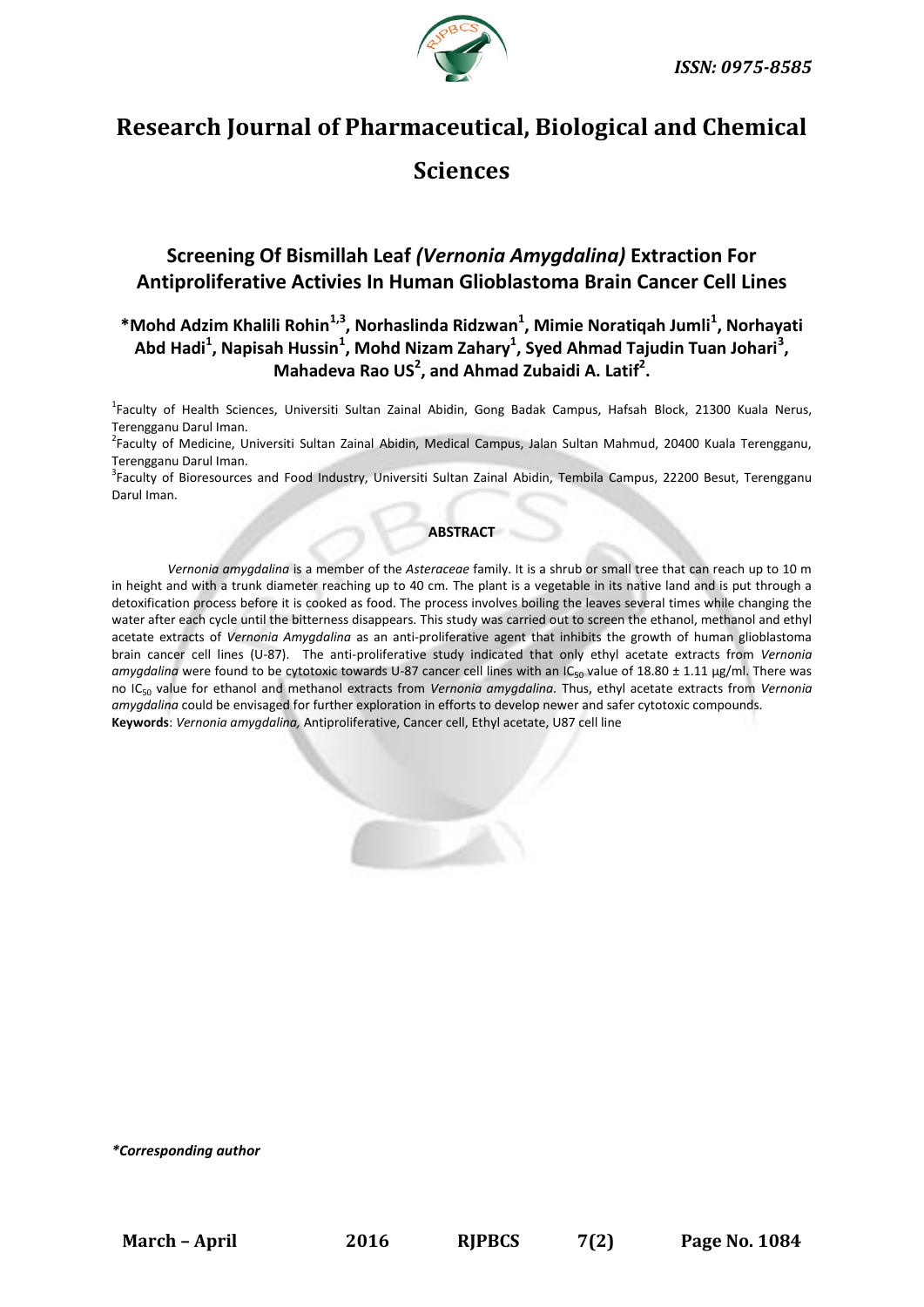# Research Journal of Pharmaceutical, Biological and Chemical Sciences

## Screening Of Bismillah Leaf *(Vernonia Amygdalina)* Extraction For Antiproliferative Activies In Human Glioblastoma Brain Cancer Cell Lines

**\*Mohd Adzim Khalili Rohin[1,3], Norhaslinda Ridzwan[1], Mimie Noratiqah Jumli[1], Norhayati Abd Hadi[1], Napisah Hussin[1], Mohd Nizam Zahary[1], Syed Ahmad Tajudin Tuan Johari[3], Mahadeva Rao US[2], and Ahmad Zubaidi A. Latif[2].**

[1]Faculty of Health Sciences, Universiti Sultan Zainal Abidin, Gong Badak Campus, Hafsah Block, 21300 Kuala Nerus, Terengganu Darul Iman.

[2]Faculty of Medicine, Universiti Sultan Zainal Abidin, Medical Campus, Jalan Sultan Mahmud, 20400 Kuala Terengganu, Terengganu Darul Iman.

[3]Faculty of Bioresources and Food Industry, Universiti Sultan Zainal Abidin, Tembila Campus, 22200 Besut, Terengganu Darul Iman.

### ABSTRACT

*Vernonia amygdalina* is a member of the *Asteraceae* family. It is a shrub or small tree that can reach up to 10 m in height and with a trunk diameter reaching up to 40 cm. The plant is a vegetable in its native land and is put through a detoxification process before it is cooked as food. The process involves boiling the leaves several times while changing the water after each cycle until the bitterness disappears. This study was carried out to screen the ethanol, methanol and ethyl acetate extracts of *Vernonia Amygdalina* as an anti-proliferative agent that inhibits the growth of human glioblastoma brain cancer cell lines (U-87). The anti-proliferative study indicated that only ethyl acetate extracts from *Vernonia amygdalina* were found to be cytotoxic towards U-87 cancer cell lines with an $IC_{50}$ value of 18.80 ± 1.11 µg/ml. There was no $IC_{50}$ value for ethanol and methanol extracts from *Vernonia amygdalina.* Thus, ethyl acetate extracts from *Vernonia amygdalina* could be envisaged for further exploration in efforts to develop newer and safer cytotoxic compounds.

**Keywords**: *Vernonia amygdalina,* Antiproliferative, Cancer cell, Ethyl acetate, U87 cell line

*\*Corresponding author*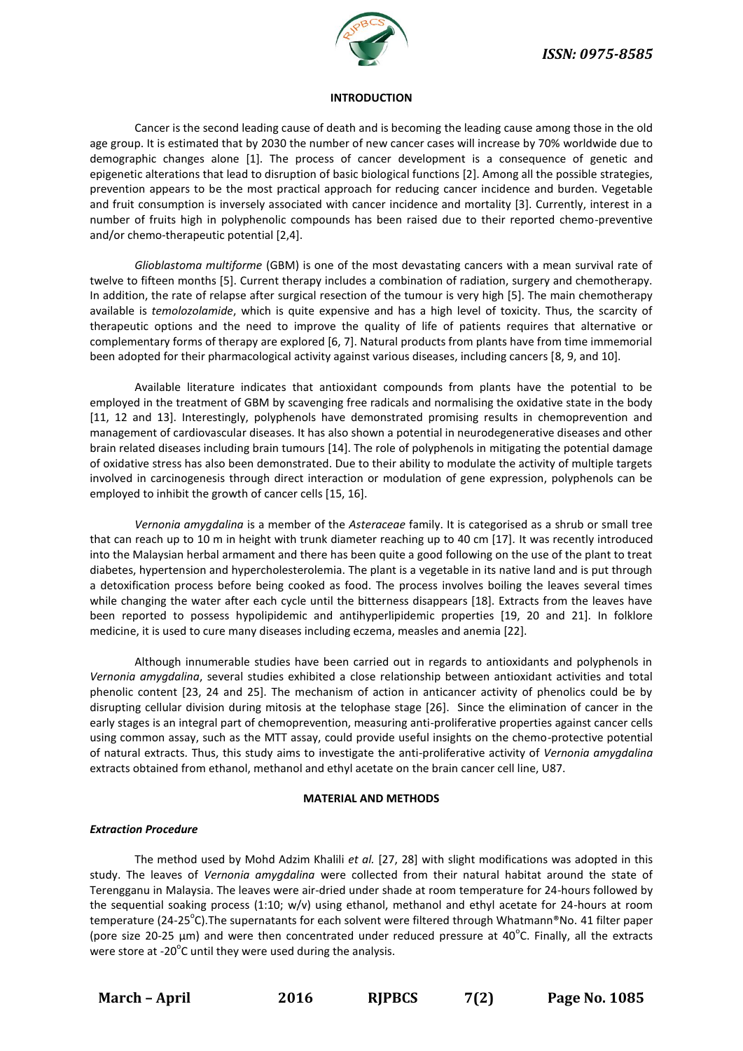## INTRODUCTION

Cancer is the second leading cause of death and is becoming the leading cause among those in the old age group. It is estimated that by 2030 the number of new cancer cases will increase by 70% worldwide due to demographic changes alone [1]. The process of cancer development is a consequence of genetic and epigenetic alterations that lead to disruption of basic biological functions [2]. Among all the possible strategies, prevention appears to be the most practical approach for reducing cancer incidence and burden. Vegetable and fruit consumption is inversely associated with cancer incidence and mortality [3]. Currently, interest in a number of fruits high in polyphenolic compounds has been raised due to their reported chemo-preventive and/or chemo-therapeutic potential [2,4].

*Glioblastoma multiforme* (GBM) is one of the most devastating cancers with a mean survival rate of twelve to fifteen months [5]. Current therapy includes a combination of radiation, surgery and chemotherapy. In addition, the rate of relapse after surgical resection of the tumour is very high [5]. The main chemotherapy available is *temolozolamide*, which is quite expensive and has a high level of toxicity. Thus, the scarcity of therapeutic options and the need to improve the quality of life of patients requires that alternative or complementary forms of therapy are explored [6, 7]. Natural products from plants have from time immemorial been adopted for their pharmacological activity against various diseases, including cancers [8, 9, and 10].

Available literature indicates that antioxidant compounds from plants have the potential to be employed in the treatment of GBM by scavenging free radicals and normalising the oxidative state in the body [11, 12 and 13]. Interestingly, polyphenols have demonstrated promising results in chemoprevention and management of cardiovascular diseases. It has also shown a potential in neurodegenerative diseases and other brain related diseases including brain tumours [14]. The role of polyphenols in mitigating the potential damage of oxidative stress has also been demonstrated. Due to their ability to modulate the activity of multiple targets involved in carcinogenesis through direct interaction or modulation of gene expression, polyphenols can be employed to inhibit the growth of cancer cells [15, 16].

*Vernonia amygdalina* is a member of the *Asteraceae* family. It is categorised as a shrub or small tree that can reach up to 10 m in height with trunk diameter reaching up to 40 cm [17]. It was recently introduced into the Malaysian herbal armament and there has been quite a good following on the use of the plant to treat diabetes, hypertension and hypercholesterolemia. The plant is a vegetable in its native land and is put through a detoxification process before being cooked as food. The process involves boiling the leaves several times while changing the water after each cycle until the bitterness disappears [18]. Extracts from the leaves have been reported to possess hypolipidemic and antihyperlipidemic properties [19, 20 and 21]. In folklore medicine, it is used to cure many diseases including eczema, measles and anemia [22].

Although innumerable studies have been carried out in regards to antioxidants and polyphenols in *Vernonia amygdalina*, several studies exhibited a close relationship between antioxidant activities and total phenolic content [23, 24 and 25]. The mechanism of action in anticancer activity of phenolics could be by disrupting cellular division during mitosis at the telophase stage [26]. Since the elimination of cancer in the early stages is an integral part of chemoprevention, measuring anti-proliferative properties against cancer cells using common assay, such as the MTT assay, could provide useful insights on the chemo-protective potential of natural extracts. Thus, this study aims to investigate the anti-proliferative activity of *Vernonia amygdalina* extracts obtained from ethanol, methanol and ethyl acetate on the brain cancer cell line, U87.

## MATERIAL AND METHODS

### *Extraction Procedure*

The method used by Mohd Adzim Khalili *et al.* [27, 28] with slight modifications was adopted in this study. The leaves of *Vernonia amygdalina* were collected from their natural habitat around the state of Terengganu in Malaysia. The leaves were air-dried under shade at room temperature for 24-hours followed by the sequential soaking process (1:10; w/v) using ethanol, methanol and ethyl acetate for 24-hours at room temperature (24-25°C).The supernatants for each solvent were filtered through Whatmann®No. 41 filter paper (pore size 20-25 µm) and were then concentrated under reduced pressure at 40°C. Finally, all the extracts were store at -20°C until they were used during the analysis.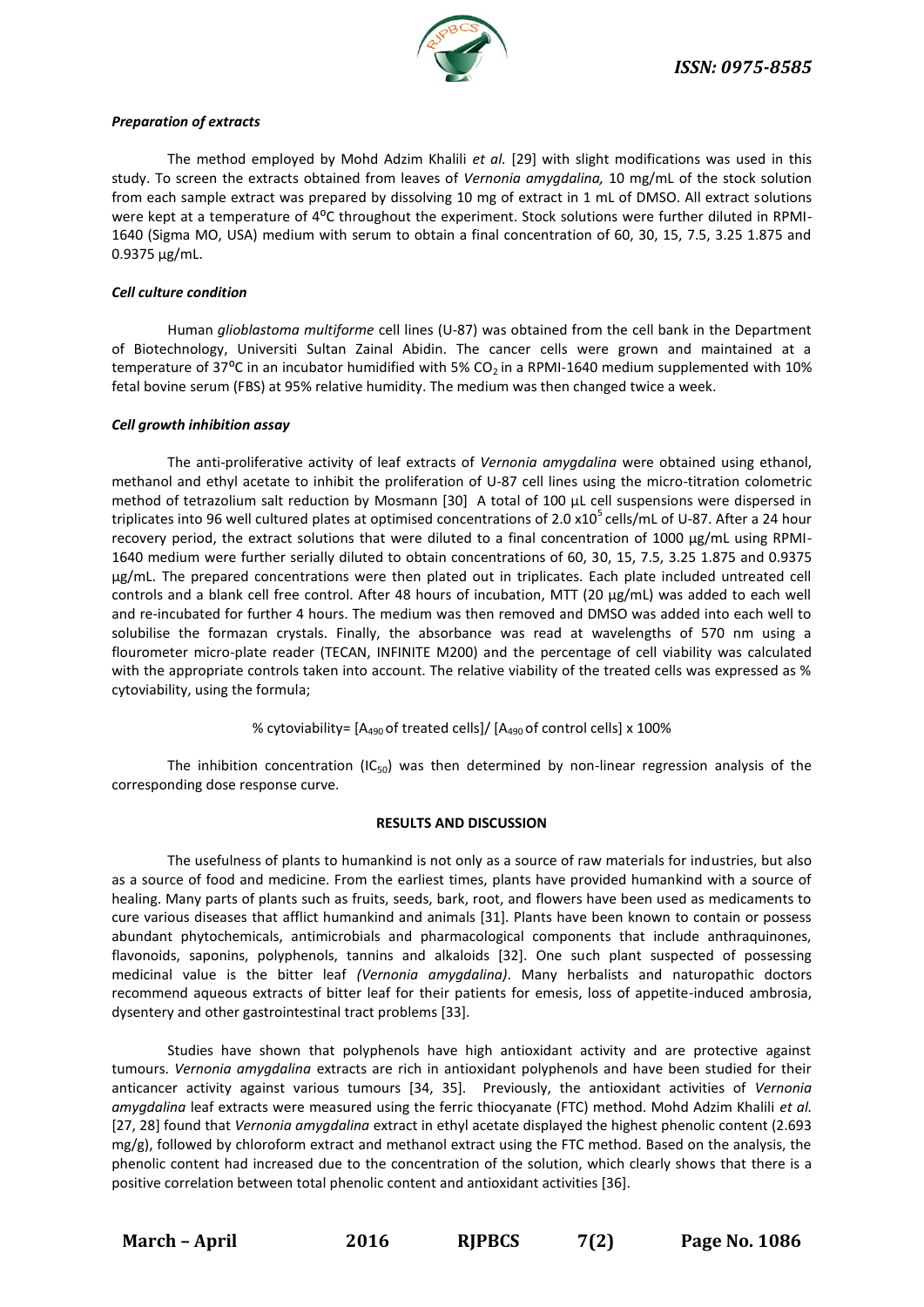### *Preparation of extracts*

The method employed by Mohd Adzim Khalili *et al.* [29] with slight modifications was used in this study. To screen the extracts obtained from leaves of *Vernonia amygdalina,* 10 mg/mL of the stock solution from each sample extract was prepared by dissolving 10 mg of extract in 1 mL of DMSO. All extract solutions were kept at a temperature of 4ºC throughout the experiment. Stock solutions were further diluted in RPMI-1640 (Sigma MO, USA) medium with serum to obtain a final concentration of 60, 30, 15, 7.5, 3.25 1.875 and 0.9375 µg/mL.

### *Cell culture condition*

Human *glioblastoma multiforme* cell lines (U-87) was obtained from the cell bank in the Department of Biotechnology, Universiti Sultan Zainal Abidin. The cancer cells were grown and maintained at a temperature of 37ºC in an incubator humidified with 5% $CO_2$ in a RPMI-1640 medium supplemented with 10% fetal bovine serum (FBS) at 95% relative humidity. The medium was then changed twice a week.

### *Cell growth inhibition assay*

The anti-proliferative activity of leaf extracts of *Vernonia amygdalina* were obtained using ethanol, methanol and ethyl acetate to inhibit the proliferation of U-87 cell lines using the micro-titration colometric method of tetrazolium salt reduction by Mosmann [30] A total of 100 µL cell suspensions were dispersed in triplicates into 96 well cultured plates at optimised concentrations of 2.0 x$10^5$ cells/mL of U-87. After a 24 hour recovery period, the extract solutions that were diluted to a final concentration of 1000 µg/mL using RPMI-1640 medium were further serially diluted to obtain concentrations of 60, 30, 15, 7.5, 3.25 1.875 and 0.9375 µg/mL. The prepared concentrations were then plated out in triplicates. Each plate included untreated cell controls and a blank cell free control. After 48 hours of incubation, MTT (20 µg/mL) was added to each well and re-incubated for further 4 hours. The medium was then removed and DMSO was added into each well to solubilise the formazan crystals. Finally, the absorbance was read at wavelengths of 570 nm using a flourometer micro-plate reader (TECAN, INFINITE M200) and the percentage of cell viability was calculated with the appropriate controls taken into account. The relative viability of the treated cells was expressed as % cytoviability, using the formula;

$$\% \text{ cytoviability} = [A_{490} \text{ of treated cells}] / [A_{490} \text{ of control cells}] \times 100\%$$

The inhibition concentration ($IC_{50}$) was then determined by non-linear regression analysis of the corresponding dose response curve.

## RESULTS AND DISCUSSION

The usefulness of plants to humankind is not only as a source of raw materials for industries, but also as a source of food and medicine. From the earliest times, plants have provided humankind with a source of healing. Many parts of plants such as fruits, seeds, bark, root, and flowers have been used as medicaments to cure various diseases that afflict humankind and animals [31]. Plants have been known to contain or possess abundant phytochemicals, antimicrobials and pharmacological components that include anthraquinones, flavonoids, saponins, polyphenols, tannins and alkaloids [32]. One such plant suspected of possessing medicinal value is the bitter leaf *(Vernonia amygdalina)*. Many herbalists and naturopathic doctors recommend aqueous extracts of bitter leaf for their patients for emesis, loss of appetite-induced ambrosia, dysentery and other gastrointestinal tract problems [33].

Studies have shown that polyphenols have high antioxidant activity and are protective against tumours. *Vernonia amygdalina* extracts are rich in antioxidant polyphenols and have been studied for their anticancer activity against various tumours [34, 35]. Previously, the antioxidant activities of *Vernonia amygdalina* leaf extracts were measured using the ferric thiocyanate (FTC) method. Mohd Adzim Khalili *et al.* [27, 28] found that *Vernonia amygdalina* extract in ethyl acetate displayed the highest phenolic content (2.693 mg/g), followed by chloroform extract and methanol extract using the FTC method. Based on the analysis, the phenolic content had increased due to the concentration of the solution, which clearly shows that there is a positive correlation between total phenolic content and antioxidant activities [36].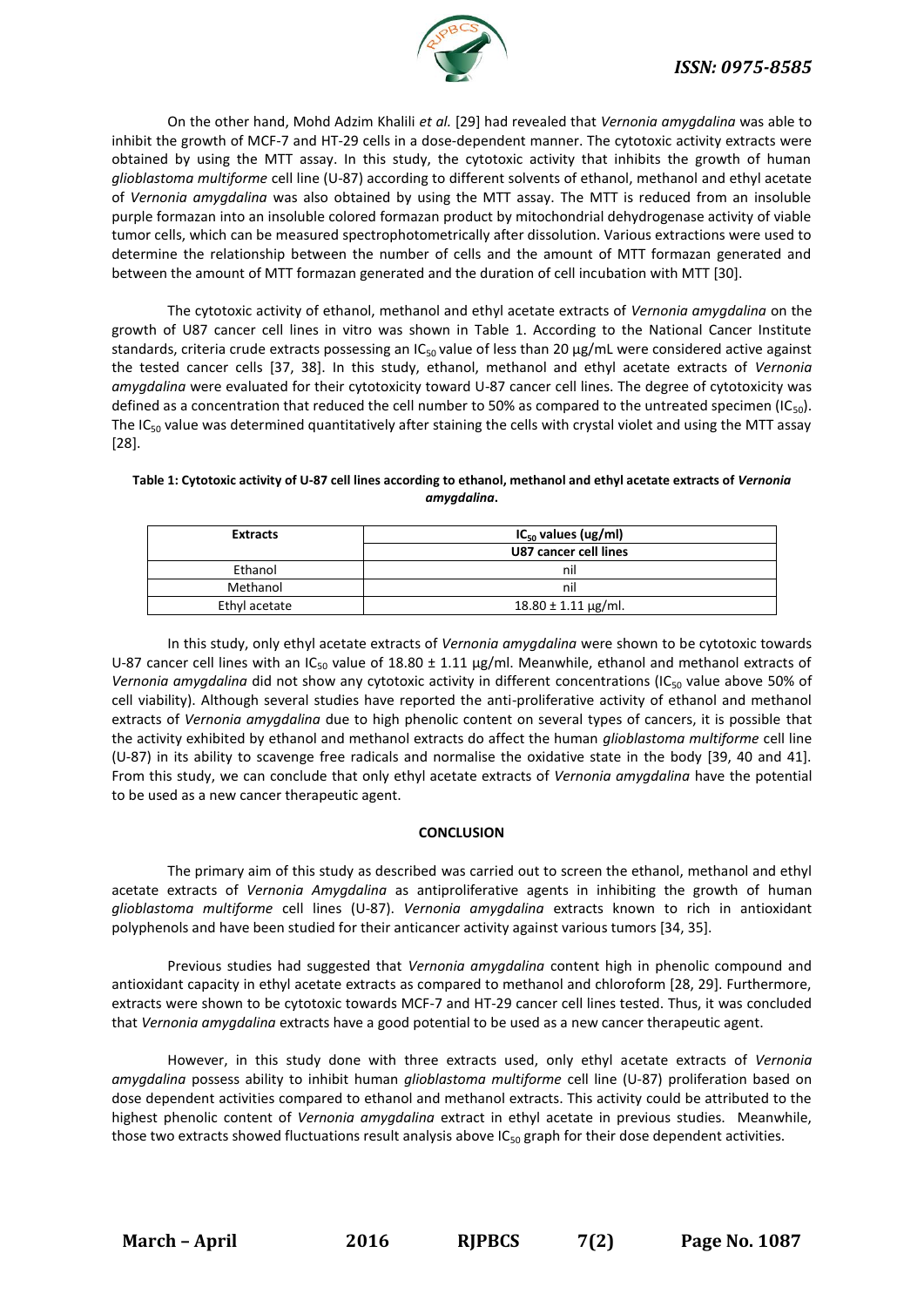On the other hand, Mohd Adzim Khalili *et al.* [29] had revealed that *Vernonia amygdalina* was able to inhibit the growth of MCF-7 and HT-29 cells in a dose-dependent manner. The cytotoxic activity extracts were obtained by using the MTT assay. In this study, the cytotoxic activity that inhibits the growth of human *glioblastoma multiforme* cell line (U-87) according to different solvents of ethanol, methanol and ethyl acetate of *Vernonia amygdalina* was also obtained by using the MTT assay. The MTT is reduced from an insoluble purple formazan into an insoluble colored formazan product by mitochondrial dehydrogenase activity of viable tumor cells, which can be measured spectrophotometrically after dissolution. Various extractions were used to determine the relationship between the number of cells and the amount of MTT formazan generated and between the amount of MTT formazan generated and the duration of cell incubation with MTT [30].

The cytotoxic activity of ethanol, methanol and ethyl acetate extracts of *Vernonia amygdalina* on the growth of U87 cancer cell lines in vitro was shown in Table 1. According to the National Cancer Institute standards, criteria crude extracts possessing an $IC_{50}$ value of less than 20 µg/mL were considered active against the tested cancer cells [37, 38]. In this study, ethanol, methanol and ethyl acetate extracts of *Vernonia amygdalina* were evaluated for their cytotoxicity toward U-87 cancer cell lines. The degree of cytotoxicity was defined as a concentration that reduced the cell number to 50% as compared to the untreated specimen ($IC_{50}$). The $IC_{50}$ value was determined quantitatively after staining the cells with crystal violet and using the MTT assay [28].

**Table 1: Cytotoxic activity of U-87 cell lines according to ethanol, methanol and ethyl acetate extracts of *Vernonia amygdalina*.**

| Extracts | $IC_{50}$ values (ug/ml) |
|---|---|
| | U87 cancer cell lines |
| Ethanol | nil |
| Methanol | nil |
| Ethyl acetate | 18.80 ± 1.11 µg/ml. |

In this study, only ethyl acetate extracts of *Vernonia amygdalina* were shown to be cytotoxic towards U-87 cancer cell lines with an $IC_{50}$ value of 18.80 ± 1.11 µg/ml. Meanwhile, ethanol and methanol extracts of *Vernonia amygdalina* did not show any cytotoxic activity in different concentrations ($IC_{50}$ value above 50% of cell viability). Although several studies have reported the anti-proliferative activity of ethanol and methanol extracts of *Vernonia amygdalina* due to high phenolic content on several types of cancers, it is possible that the activity exhibited by ethanol and methanol extracts do affect the human *glioblastoma multiforme* cell line (U-87) in its ability to scavenge free radicals and normalise the oxidative state in the body [39, 40 and 41]. From this study, we can conclude that only ethyl acetate extracts of *Vernonia amygdalina* have the potential to be used as a new cancer therapeutic agent.

## CONCLUSION

The primary aim of this study as described was carried out to screen the ethanol, methanol and ethyl acetate extracts of *Vernonia Amygdalina* as antiproliferative agents in inhibiting the growth of human *glioblastoma multiforme* cell lines (U-87). *Vernonia amygdalina* extracts known to rich in antioxidant polyphenols and have been studied for their anticancer activity against various tumors [34, 35].

Previous studies had suggested that *Vernonia amygdalina* content high in phenolic compound and antioxidant capacity in ethyl acetate extracts as compared to methanol and chloroform [28, 29]. Furthermore, extracts were shown to be cytotoxic towards MCF-7 and HT-29 cancer cell lines tested. Thus, it was concluded that *Vernonia amygdalina* extracts have a good potential to be used as a new cancer therapeutic agent.

However, in this study done with three extracts used, only ethyl acetate extracts of *Vernonia amygdalina* possess ability to inhibit human *glioblastoma multiforme* cell line (U-87) proliferation based on dose dependent activities compared to ethanol and methanol extracts. This activity could be attributed to the highest phenolic content of *Vernonia amygdalina* extract in ethyl acetate in previous studies. Meanwhile, those two extracts showed fluctuations result analysis above $IC_{50}$ graph for their dose dependent activities.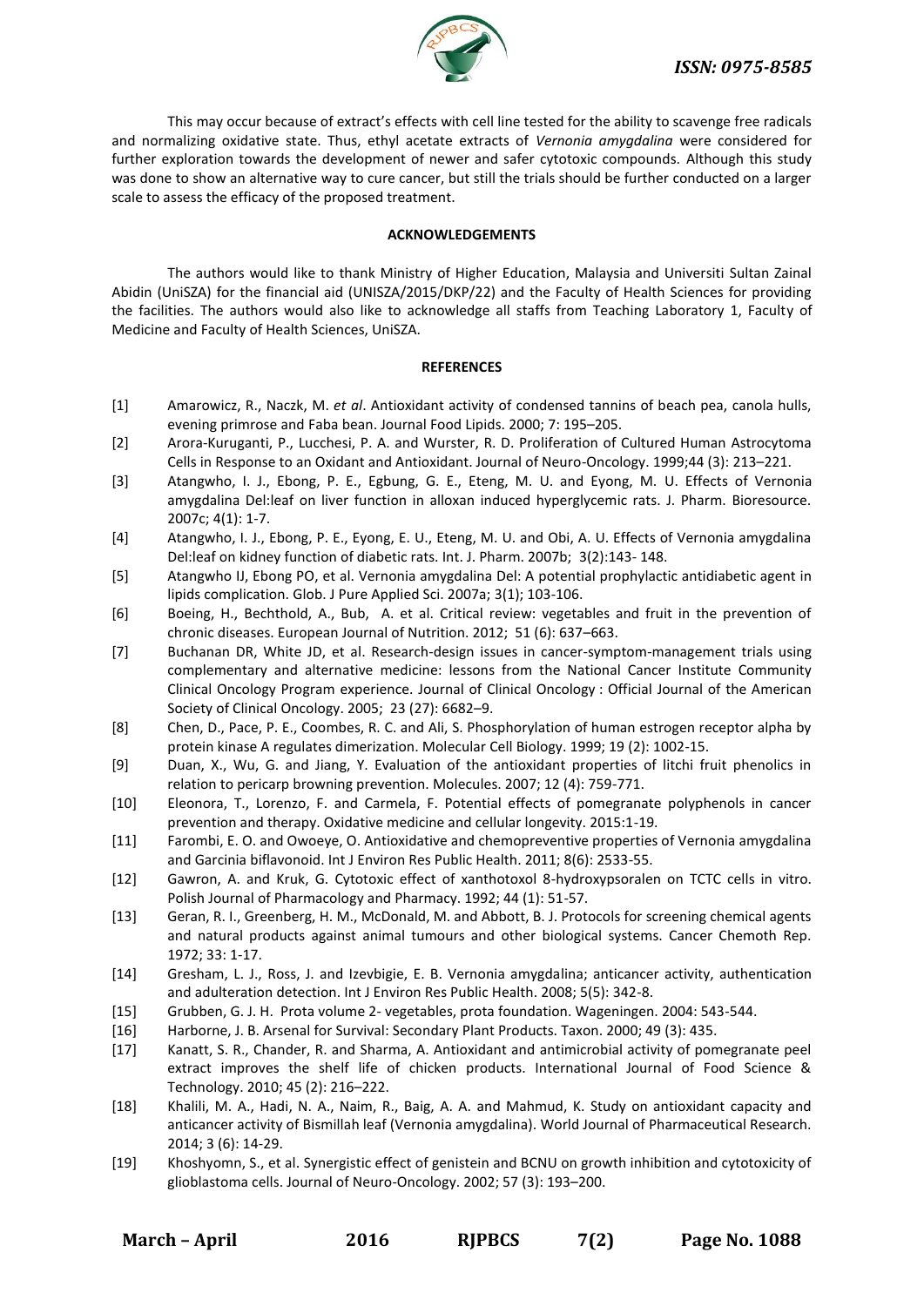This may occur because of extract's effects with cell line tested for the ability to scavenge free radicals and normalizing oxidative state. Thus, ethyl acetate extracts of *Vernonia amygdalina* were considered for further exploration towards the development of newer and safer cytotoxic compounds. Although this study was done to show an alternative way to cure cancer, but still the trials should be further conducted on a larger scale to assess the efficacy of the proposed treatment.

## ACKNOWLEDGEMENTS

The authors would like to thank Ministry of Higher Education, Malaysia and Universiti Sultan Zainal Abidin (UniSZA) for the financial aid (UNISZA/2015/DKP/22) and the Faculty of Health Sciences for providing the facilities. The authors would also like to acknowledge all staffs from Teaching Laboratory 1, Faculty of Medicine and Faculty of Health Sciences, UniSZA.

## REFERENCES

[1] Amarowicz, R., Naczk, M. *et al*. Antioxidant activity of condensed tannins of beach pea, canola hulls, evening primrose and Faba bean. Journal Food Lipids. 2000; 7: 195–205.

[2] Arora-Kuruganti, P., Lucchesi, P. A. and Wurster, R. D. Proliferation of Cultured Human Astrocytoma Cells in Response to an Oxidant and Antioxidant. Journal of Neuro-Oncology. 1999;44 (3): 213–221.

[3] Atangwho, I. J., Ebong, P. E., Egbung, G. E., Eteng, M. U. and Eyong, M. U. Effects of Vernonia amygdalina Del:leaf on liver function in alloxan induced hyperglycemic rats. J. Pharm. Bioresource. 2007c; 4(1): 1-7.

[4] Atangwho, I. J., Ebong, P. E., Eyong, E. U., Eteng, M. U. and Obi, A. U. Effects of Vernonia amygdalina Del:leaf on kidney function of diabetic rats. Int. J. Pharm. 2007b; 3(2):143- 148.

[5] Atangwho IJ, Ebong PO, et al. Vernonia amygdalina Del: A potential prophylactic antidiabetic agent in lipids complication. Glob. J Pure Applied Sci. 2007a; 3(1); 103-106.

[6] Boeing, H., Bechthold, A., Bub, A. et al. Critical review: vegetables and fruit in the prevention of chronic diseases. European Journal of Nutrition. 2012; 51 (6): 637–663.

[7] Buchanan DR, White JD, et al. Research-design issues in cancer-symptom-management trials using complementary and alternative medicine: lessons from the National Cancer Institute Community Clinical Oncology Program experience. Journal of Clinical Oncology : Official Journal of the American Society of Clinical Oncology. 2005; 23 (27): 6682–9.

[8] Chen, D., Pace, P. E., Coombes, R. C. and Ali, S. Phosphorylation of human estrogen receptor alpha by protein kinase A regulates dimerization. Molecular Cell Biology. 1999; 19 (2): 1002-15.

[9] Duan, X., Wu, G. and Jiang, Y. Evaluation of the antioxidant properties of litchi fruit phenolics in relation to pericarp browning prevention. Molecules. 2007; 12 (4): 759-771.

[10] Eleonora, T., Lorenzo, F. and Carmela, F. Potential effects of pomegranate polyphenols in cancer prevention and therapy. Oxidative medicine and cellular longevity. 2015:1-19.

[11] Farombi, E. O. and Owoeye, O. Antioxidative and chemopreventive properties of Vernonia amygdalina and Garcinia biflavonoid. Int J Environ Res Public Health. 2011; 8(6): 2533-55.

[12] Gawron, A. and Kruk, G. Cytotoxic effect of xanthotoxol 8-hydroxypsoralen on TCTC cells in vitro. Polish Journal of Pharmacology and Pharmacy. 1992; 44 (1): 51-57.

[13] Geran, R. I., Greenberg, H. M., McDonald, M. and Abbott, B. J. Protocols for screening chemical agents and natural products against animal tumours and other biological systems. Cancer Chemoth Rep. 1972; 33: 1-17.

[14] Gresham, L. J., Ross, J. and Izevbigie, E. B. Vernonia amygdalina; anticancer activity, authentication and adulteration detection. Int J Environ Res Public Health. 2008; 5(5): 342-8.

[15] Grubben, G. J. H. Prota volume 2- vegetables, prota foundation. Wageningen. 2004: 543-544.

[16] Harborne, J. B. Arsenal for Survival: Secondary Plant Products. Taxon. 2000; 49 (3): 435.

[17] Kanatt, S. R., Chander, R. and Sharma, A. Antioxidant and antimicrobial activity of pomegranate peel extract improves the shelf life of chicken products. International Journal of Food Science & Technology. 2010; 45 (2): 216–222.

[18] Khalili, M. A., Hadi, N. A., Naim, R., Baig, A. A. and Mahmud, K. Study on antioxidant capacity and anticancer activity of Bismillah leaf (Vernonia amygdalina). World Journal of Pharmaceutical Research. 2014; 3 (6): 14-29.

[19] Khoshyomn, S., et al. Synergistic effect of genistein and BCNU on growth inhibition and cytotoxicity of glioblastoma cells. Journal of Neuro-Oncology. 2002; 57 (3): 193–200.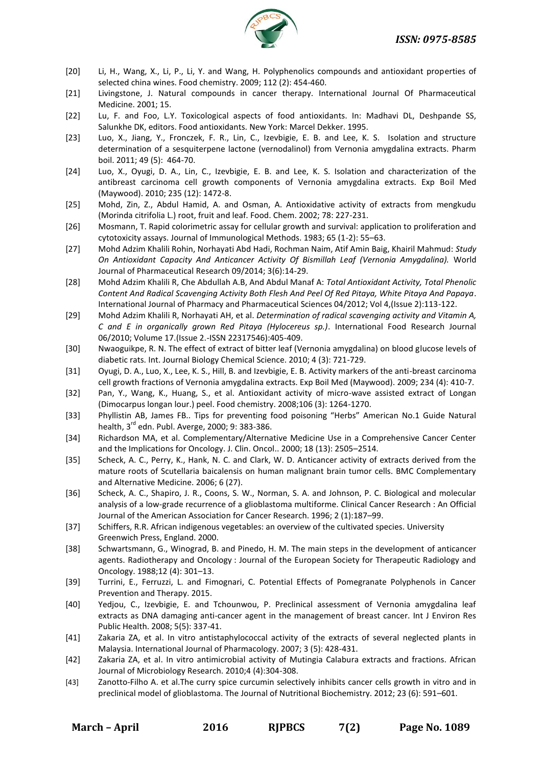[20] Li, H., Wang, X., Li, P., Li, Y. and Wang, H. Polyphenolics compounds and antioxident properties of selected china wines. Food chemistry. 2009; 112 (2): 454-460.

[21] Livingstone, J. Natural compounds in cancer therapy. International Journal Of Pharmaceutical Medicine. 2001; 15.

[22] Lu, F. and Foo, L.Y. Toxicological aspects of food antioxidants. In: Madhavi DL, Deshpande SS, Salunkhe DK, editors. Food antioxidants. New York: Marcel Dekker. 1995.

[23] Luo, X., Jiang, Y., Fronczek, F. R., Lin, C., Izevbigie, E. B. and Lee, K. S. Isolation and structure determination of a sesquiterpene lactone (vernodalinol) from Vernonia amygdalina extracts. Pharm boil. 2011; 49 (5): 464-70.

[24] Luo, X., Oyugi, D. A., Lin, C., Izevbigie, E. B. and Lee, K. S. Isolation and characterization of the antibreast carcinoma cell growth components of Vernonia amygdalina extracts. Exp Boil Med (Maywood). 2010; 235 (12): 1472-8.

[25] Mohd, Zin, Z., Abdul Hamid, A. and Osman, A. Antioxidative activity of extracts from mengkudu (Morinda citrifolia L.) root, fruit and leaf. Food. Chem. 2002; 78: 227-231.

[26] Mosmann, T. Rapid colorimetric assay for cellular growth and survival: application to proliferation and cytotoxicity assays. Journal of Immunological Methods. 1983; 65 (1-2): 55–63.

[27] Mohd Adzim Khalili Rohin, Norhayati Abd Hadi, Rochman Naim, Atif Amin Baig, Khairil Mahmud: *Study On Antioxidant Capacity And Anticancer Activity Of Bismillah Leaf (Vernonia Amygdalina).* World Journal of Pharmaceutical Research 09/2014; 3(6):14-29.

[28] Mohd Adzim Khalili R, Che Abdullah A.B, And Abdul Manaf A: *Total Antioxidant Activity, Total Phenolic Content And Radical Scavenging Activity Both Flesh And Peel Of Red Pitaya, White Pitaya And Papaya*. International Journal of Pharmacy and Pharmaceutical Sciences 04/2012; Vol 4,(Issue 2):113-122.

[29] Mohd Adzim Khalili R, Norhayati AH, et al. *Determination of radical scavenging activity and Vitamin A, C and E in organically grown Red Pitaya (Hylocereus sp.)*. International Food Research Journal 06/2010; Volume 17.(Issue 2.-ISSN 22317546):405-409.

[30] Nwaoguikpe, R. N. The effect of extract of bitter leaf (Vernonia amygdalina) on blood glucose levels of diabetic rats. Int. Journal Biology Chemical Science. 2010; 4 (3): 721-729.

[31] Oyugi, D. A., Luo, X., Lee, K. S., Hill, B. and Izevbigie, E. B. Activity markers of the anti-breast carcinoma cell growth fractions of Vernonia amygdalina extracts. Exp Boil Med (Maywood). 2009; 234 (4): 410-7.

[32] Pan, Y., Wang, K., Huang, S., et al. Antioxidant activity of micro-wave assisted extract of Longan (Dimocarpus longan lour.) peel. Food chemistry. 2008;106 (3): 1264-1270.

[33] Phyllistin AB, James FB.. Tips for preventing food poisoning "Herbs" American No.1 Guide Natural health, 3rd edn. Publ. Averge, 2000; 9: 383-386.

[34] Richardson MA, et al. Complementary/Alternative Medicine Use in a Comprehensive Cancer Center and the Implications for Oncology. J. Clin. Oncol.. 2000; 18 (13): 2505–2514.

[35] Scheck, A. C., Perry, K., Hank, N. C. and Clark, W. D. Anticancer activity of extracts derived from the mature roots of Scutellaria baicalensis on human malignant brain tumor cells. BMC Complementary and Alternative Medicine. 2006; 6 (27).

[36] Scheck, A. C., Shapiro, J. R., Coons, S. W., Norman, S. A. and Johnson, P. C. Biological and molecular analysis of a low-grade recurrence of a glioblastoma multiforme. Clinical Cancer Research : An Official Journal of the American Association for Cancer Research. 1996; 2 (1):187–99.

[37] Schiffers, R.R. African indigenous vegetables: an overview of the cultivated species. University Greenwich Press, England. 2000.

[38] Schwartsmann, G., Winograd, B. and Pinedo, H. M. The main steps in the development of anticancer agents. Radiotherapy and Oncology : Journal of the European Society for Therapeutic Radiology and Oncology. 1988;12 (4): 301–13.

[39] Turrini, E., Ferruzzi, L. and Fimognari, C. Potential Effects of Pomegranate Polyphenols in Cancer Prevention and Therapy. 2015.

[40] Yedjou, C., Izevbigie, E. and Tchounwou, P. Preclinical assessment of Vernonia amygdalina leaf extracts as DNA damaging anti-cancer agent in the management of breast cancer. Int J Environ Res Public Health. 2008; 5(5): 337-41.

[41] Zakaria ZA, et al. In vitro antistaphylococcal activity of the extracts of several neglected plants in Malaysia. International Journal of Pharmacology. 2007; 3 (5): 428-431.

[42] Zakaria ZA, et al. In vitro antimicrobial activity of Mutingia Calabura extracts and fractions. African Journal of Microbiology Research. 2010;4 (4):304-308.

[43] Zanotto-Filho A. et al.The curry spice curcumin selectively inhibits cancer cells growth in vitro and in preclinical model of glioblastoma. The Journal of Nutritional Biochemistry. 2012; 23 (6): 591–601.